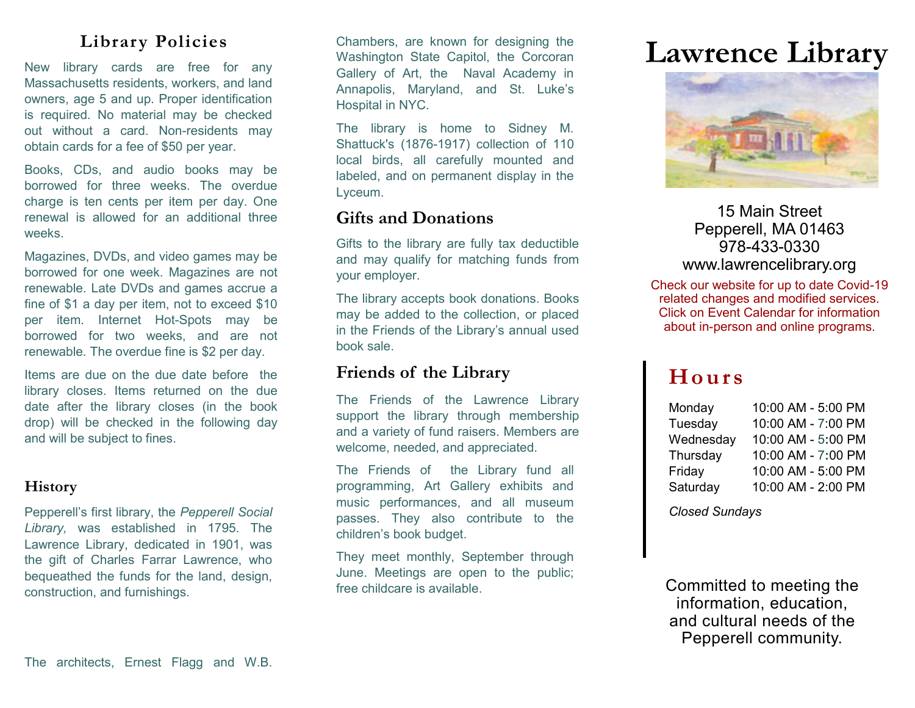## Library Policies

New library cards are free for any Massachusetts residents, workers, and land owners, age 5 and up. Proper identification is required. No material may be checked out without a card. Non-residents may obtain cards for a fee of $50 per year.

Books, CDs, and audio books may be borrowed for three weeks. The overdue charge is ten cents per item per day. One renewal is allowed for an additional three weeks.

Magazines, DVDs, and video games may be borrowed for one week. Magazines are not renewable. Late DVDs and games accrue a fine of $1 a day per item, not to exceed $10 per item. Internet Hot-Spots may be borrowed for two weeks, and are not renewable. The overdue fine is $2 per day.

Items are due on the due date before the library closes. Items returned on the due date after the library closes (in the book drop) will be checked in the following day and will be subject to fines.

## History

Pepperell's first library, the *Pepperell Social Library,* was established in 1795. The Lawrence Library, dedicated in 1901, was the gift of Charles Farrar Lawrence, who bequeathed the funds for the land, design, construction, and furnishings.

The architects, Ernest Flagg and W.B. Chambers, are known for designing the Washington State Capitol, the Corcoran Gallery of Art, the Naval Academy in Annapolis, Maryland, and St. Luke's Hospital in NYC.

The library is home to Sidney M. Shattuck's (1876-1917) collection of 110 local birds, all carefully mounted and labeled, and on permanent display in the Lyceum.

## Gifts and Donations

Gifts to the library are fully tax deductible and may qualify for matching funds from your employer.

The library accepts book donations. Books may be added to the collection, or placed in the Friends of the Library's annual used book sale.

## Friends of the Library

The Friends of the Lawrence Library support the library through membership and a variety of fund raisers. Members are welcome, needed, and appreciated.

The Friends of the Library fund all programming, Art Gallery exhibits and music performances, and all museum passes. They also contribute to the children's book budget.

They meet monthly, September through June. Meetings are open to the public; free childcare is available.

# Lawrence Library

15 Main Street
Pepperell, MA 01463
978-433-0330
www.lawrencelibrary.org

Check our website for up to date Covid-19 related changes and modified services. Click on Event Calendar for information about in-person and online programs.

## Hours

| Day | Hours |
|---|---|
| Monday | 10:00 AM - 5:00 PM |
| Tuesday | 10:00 AM - 7:00 PM |
| Wednesday | 10:00 AM - 5:00 PM |
| Thursday | 10:00 AM - 7:00 PM |
| Friday | 10:00 AM - 5:00 PM |
| Saturday | 10:00 AM - 2:00 PM |

*Closed Sundays*

Committed to meeting the information, education, and cultural needs of the Pepperell community.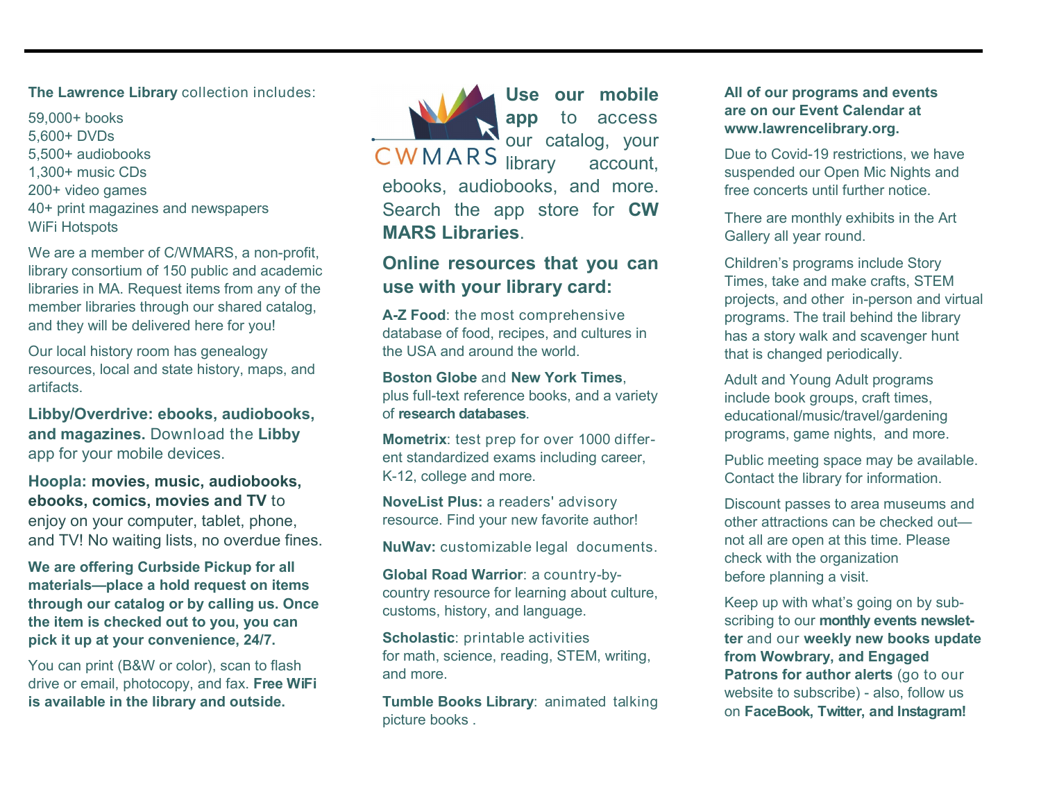**The Lawrence Library** collection includes:

59,000+ books
5,600+ DVDs
5,500+ audiobooks
1,300+ music CDs
200+ video games
40+ print magazines and newspapers
WiFi Hotspots

We are a member of C/WMARS, a non-profit, library consortium of 150 public and academic libraries in MA. Request items from any of the member libraries through our shared catalog, and they will be delivered here for you!

Our local history room has genealogy resources, local and state history, maps, and artifacts.

**Libby/Overdrive: ebooks, audiobooks, and magazines.** Download the **Libby** app for your mobile devices.

**Hoopla: movies, music, audiobooks, ebooks, comics, movies and TV** to enjoy on your computer, tablet, phone, and TV! No waiting lists, no overdue fines.

**We are offering Curbside Pickup for all materials—place a hold request on items through our catalog or by calling us. Once the item is checked out to you, you can pick it up at your convenience, 24/7.**

You can print (B&W or color), scan to flash drive or email, photocopy, and fax. **Free WiFi is available in the library and outside.**

CWMARS

**Use our mobile app** to access our catalog, your library account, ebooks, audiobooks, and more. Search the app store for **CW MARS Libraries**.

## Online resources that you can use with your library card:

**A-Z Food**: the most comprehensive database of food, recipes, and cultures in the USA and around the world.

**Boston Globe** and **New York Times**, plus full-text reference books, and a variety of **research databases**.

**Mometrix**: test prep for over 1000 different standardized exams including career, K-12, college and more.

**NoveList Plus:** a readers' advisory resource. Find your new favorite author!

**NuWav:** customizable legal documents.

**Global Road Warrior**: a country-by-country resource for learning about culture, customs, history, and language.

**Scholastic**: printable activities for math, science, reading, STEM, writing, and more.

**Tumble Books Library**: animated talking picture books .

**All of our programs and events are on our Event Calendar at www.lawrencelibrary.org.**

Due to Covid-19 restrictions, we have suspended our Open Mic Nights and free concerts until further notice.

There are monthly exhibits in the Art Gallery all year round.

Children's programs include Story Times, take and make crafts, STEM projects, and other in-person and virtual programs. The trail behind the library has a story walk and scavenger hunt that is changed periodically.

Adult and Young Adult programs include book groups, craft times, educational/music/travel/gardening programs, game nights, and more.

Public meeting space may be available. Contact the library for information.

Discount passes to area museums and other attractions can be checked out—not all are open at this time. Please check with the organization before planning a visit.

Keep up with what's going on by subscribing to our **monthly events newsletter** and our **weekly new books update from Wowbrary, and Engaged Patrons for author alerts** (go to our website to subscribe) - also, follow us on **FaceBook, Twitter, and Instagram!**